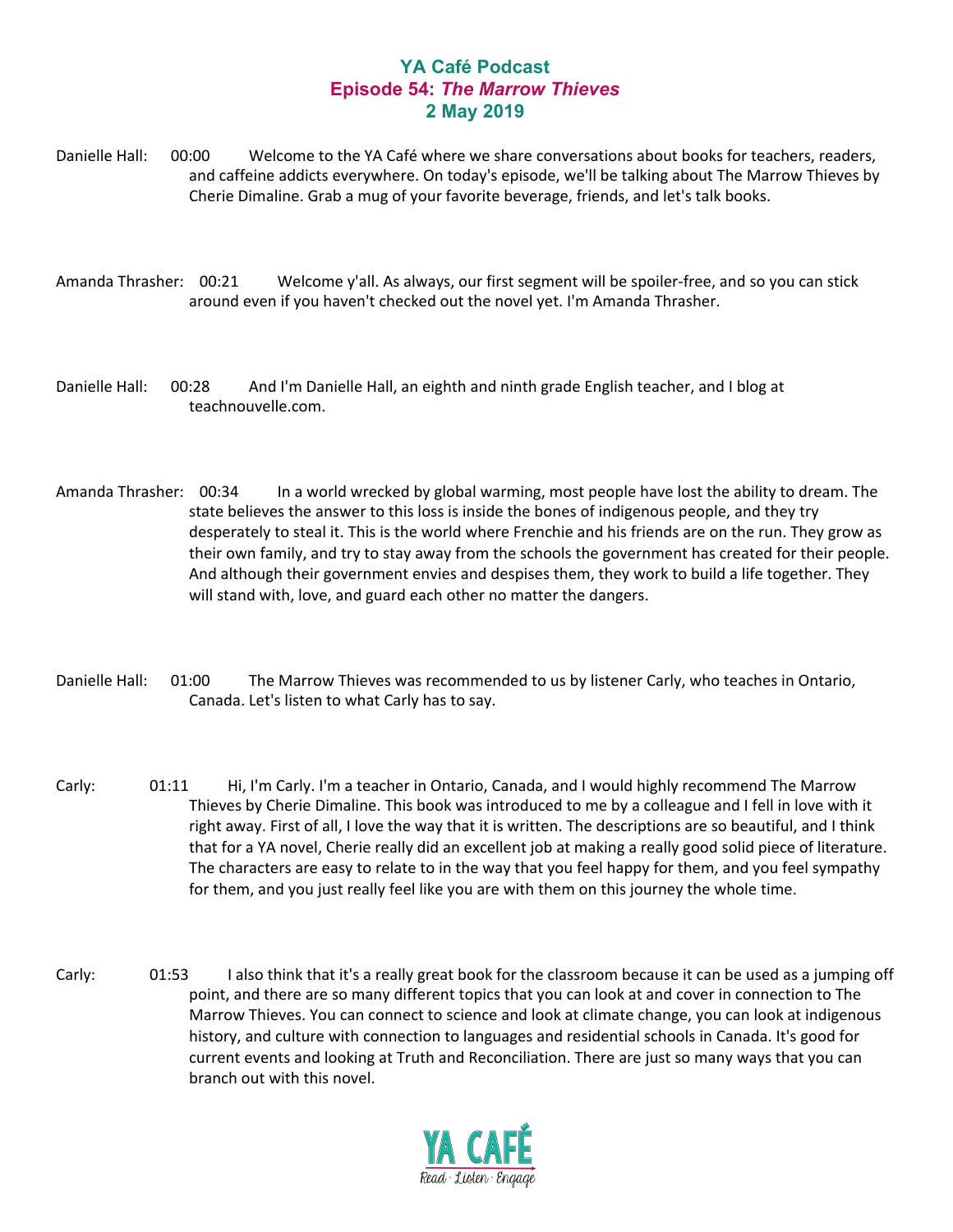# YA Café Podcast
## Episode 54: *The Marrow Thieves*
### 2 May 2019

Danielle Hall: 00:00 Welcome to the YA Café where we share conversations about books for teachers, readers, and caffeine addicts everywhere. On today's episode, we'll be talking about The Marrow Thieves by Cherie Dimaline. Grab a mug of your favorite beverage, friends, and let's talk books.

Amanda Thrasher: 00:21 Welcome y'all. As always, our first segment will be spoiler-free, and so you can stick around even if you haven't checked out the novel yet. I'm Amanda Thrasher.

Danielle Hall: 00:28 And I'm Danielle Hall, an eighth and ninth grade English teacher, and I blog at teachnouvelle.com.

Amanda Thrasher: 00:34 In a world wrecked by global warming, most people have lost the ability to dream. The state believes the answer to this loss is inside the bones of indigenous people, and they try desperately to steal it. This is the world where Frenchie and his friends are on the run. They grow as their own family, and try to stay away from the schools the government has created for their people. And although their government envies and despises them, they work to build a life together. They will stand with, love, and guard each other no matter the dangers.

Danielle Hall: 01:00 The Marrow Thieves was recommended to us by listener Carly, who teaches in Ontario, Canada. Let's listen to what Carly has to say.

Carly: 01:11 Hi, I'm Carly. I'm a teacher in Ontario, Canada, and I would highly recommend The Marrow Thieves by Cherie Dimaline. This book was introduced to me by a colleague and I fell in love with it right away. First of all, I love the way that it is written. The descriptions are so beautiful, and I think that for a YA novel, Cherie really did an excellent job at making a really good solid piece of literature. The characters are easy to relate to in the way that you feel happy for them, and you feel sympathy for them, and you just really feel like you are with them on this journey the whole time.

Carly: 01:53 I also think that it's a really great book for the classroom because it can be used as a jumping off point, and there are so many different topics that you can look at and cover in connection to The Marrow Thieves. You can connect to science and look at climate change, you can look at indigenous history, and culture with connection to languages and residential schools in Canada. It's good for current events and looking at Truth and Reconciliation. There are just so many ways that you can branch out with this novel.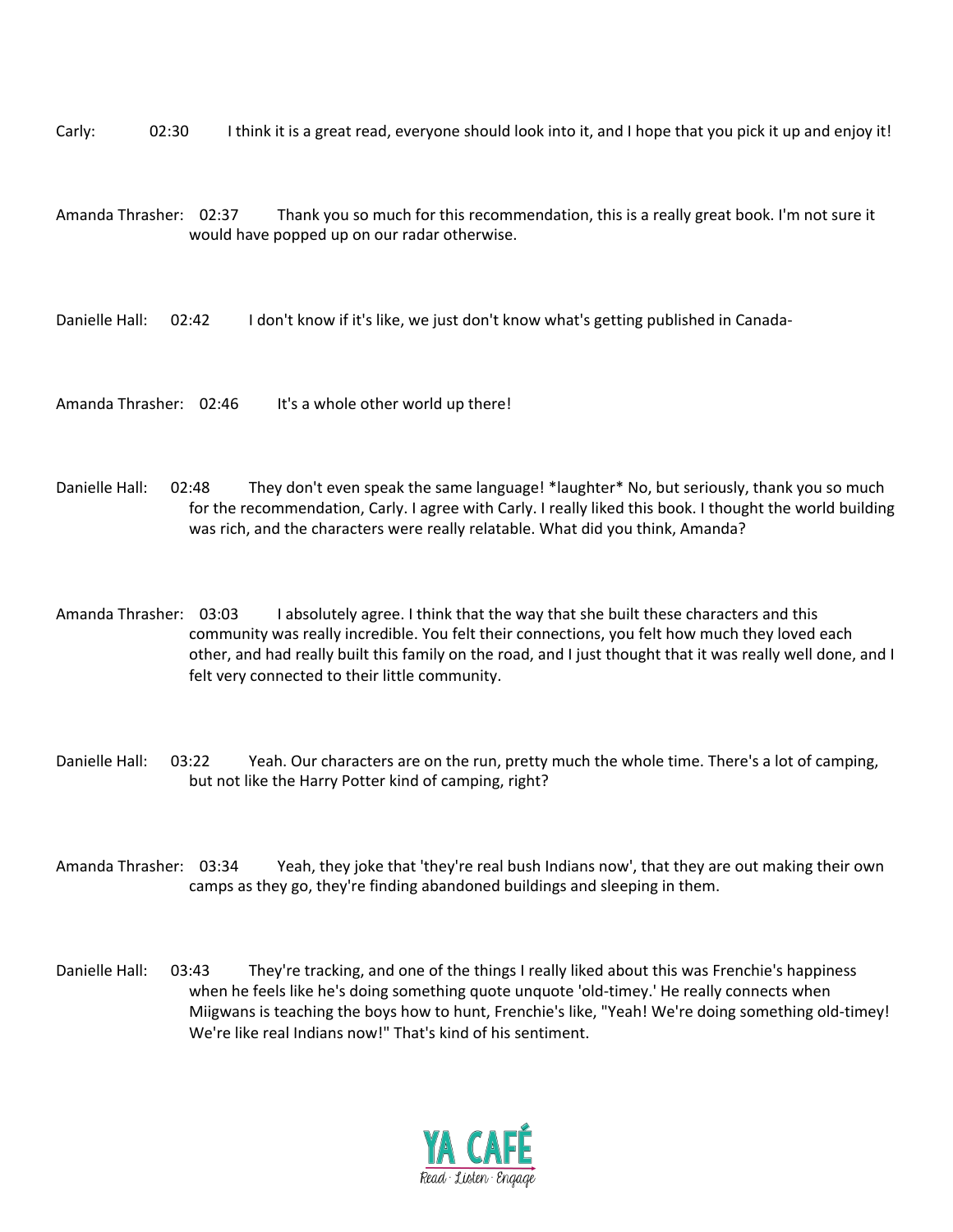Carly: 02:30 I think it is a great read, everyone should look into it, and I hope that you pick it up and enjoy it!

Amanda Thrasher: 02:37 Thank you so much for this recommendation, this is a really great book. I'm not sure it would have popped up on our radar otherwise.

Danielle Hall: 02:42 I don't know if it's like, we just don't know what's getting published in Canada-

Amanda Thrasher: 02:46 It's a whole other world up there!

Danielle Hall: 02:48 They don't even speak the same language! *laughter* No, but seriously, thank you so much for the recommendation, Carly. I agree with Carly. I really liked this book. I thought the world building was rich, and the characters were really relatable. What did you think, Amanda?

Amanda Thrasher: 03:03 I absolutely agree. I think that the way that she built these characters and this community was really incredible. You felt their connections, you felt how much they loved each other, and had really built this family on the road, and I just thought that it was really well done, and I felt very connected to their little community.

Danielle Hall: 03:22 Yeah. Our characters are on the run, pretty much the whole time. There's a lot of camping, but not like the Harry Potter kind of camping, right?

Amanda Thrasher: 03:34 Yeah, they joke that 'they're real bush Indians now', that they are out making their own camps as they go, they're finding abandoned buildings and sleeping in them.

Danielle Hall: 03:43 They're tracking, and one of the things I really liked about this was Frenchie's happiness when he feels like he's doing something quote unquote 'old-timey.' He really connects when Miigwans is teaching the boys how to hunt, Frenchie's like, "Yeah! We're doing something old-timey! We're like real Indians now!" That's kind of his sentiment.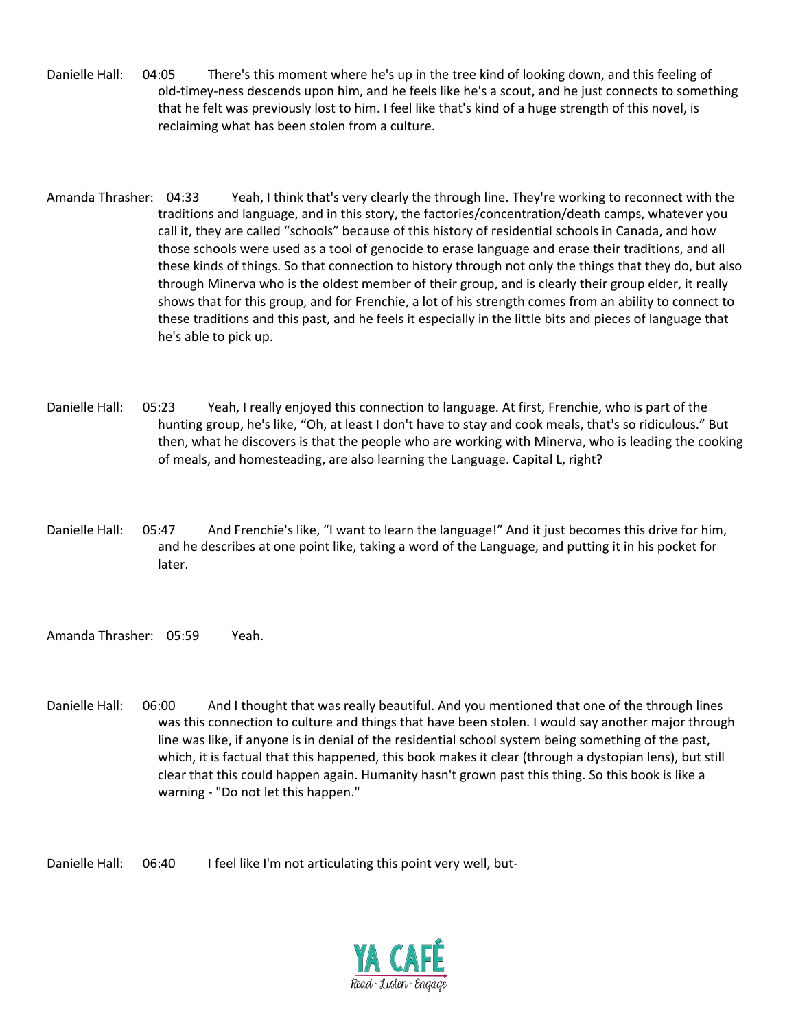Danielle Hall: 04:05 There's this moment where he's up in the tree kind of looking down, and this feeling of old-timey-ness descends upon him, and he feels like he's a scout, and he just connects to something that he felt was previously lost to him. I feel like that's kind of a huge strength of this novel, is reclaiming what has been stolen from a culture.

Amanda Thrasher: 04:33 Yeah, I think that's very clearly the through line. They're working to reconnect with the traditions and language, and in this story, the factories/concentration/death camps, whatever you call it, they are called "schools" because of this history of residential schools in Canada, and how those schools were used as a tool of genocide to erase language and erase their traditions, and all these kinds of things. So that connection to history through not only the things that they do, but also through Minerva who is the oldest member of their group, and is clearly their group elder, it really shows that for this group, and for Frenchie, a lot of his strength comes from an ability to connect to these traditions and this past, and he feels it especially in the little bits and pieces of language that he's able to pick up.

Danielle Hall: 05:23 Yeah, I really enjoyed this connection to language. At first, Frenchie, who is part of the hunting group, he's like, "Oh, at least I don't have to stay and cook meals, that's so ridiculous." But then, what he discovers is that the people who are working with Minerva, who is leading the cooking of meals, and homesteading, are also learning the Language. Capital L, right?

Danielle Hall: 05:47 And Frenchie's like, "I want to learn the language!" And it just becomes this drive for him, and he describes at one point like, taking a word of the Language, and putting it in his pocket for later.

Amanda Thrasher: 05:59 Yeah.

Danielle Hall: 06:00 And I thought that was really beautiful. And you mentioned that one of the through lines was this connection to culture and things that have been stolen. I would say another major through line was like, if anyone is in denial of the residential school system being something of the past, which, it is factual that this happened, this book makes it clear (through a dystopian lens), but still clear that this could happen again. Humanity hasn't grown past this thing. So this book is like a warning - "Do not let this happen."

Danielle Hall: 06:40 I feel like I'm not articulating this point very well, but-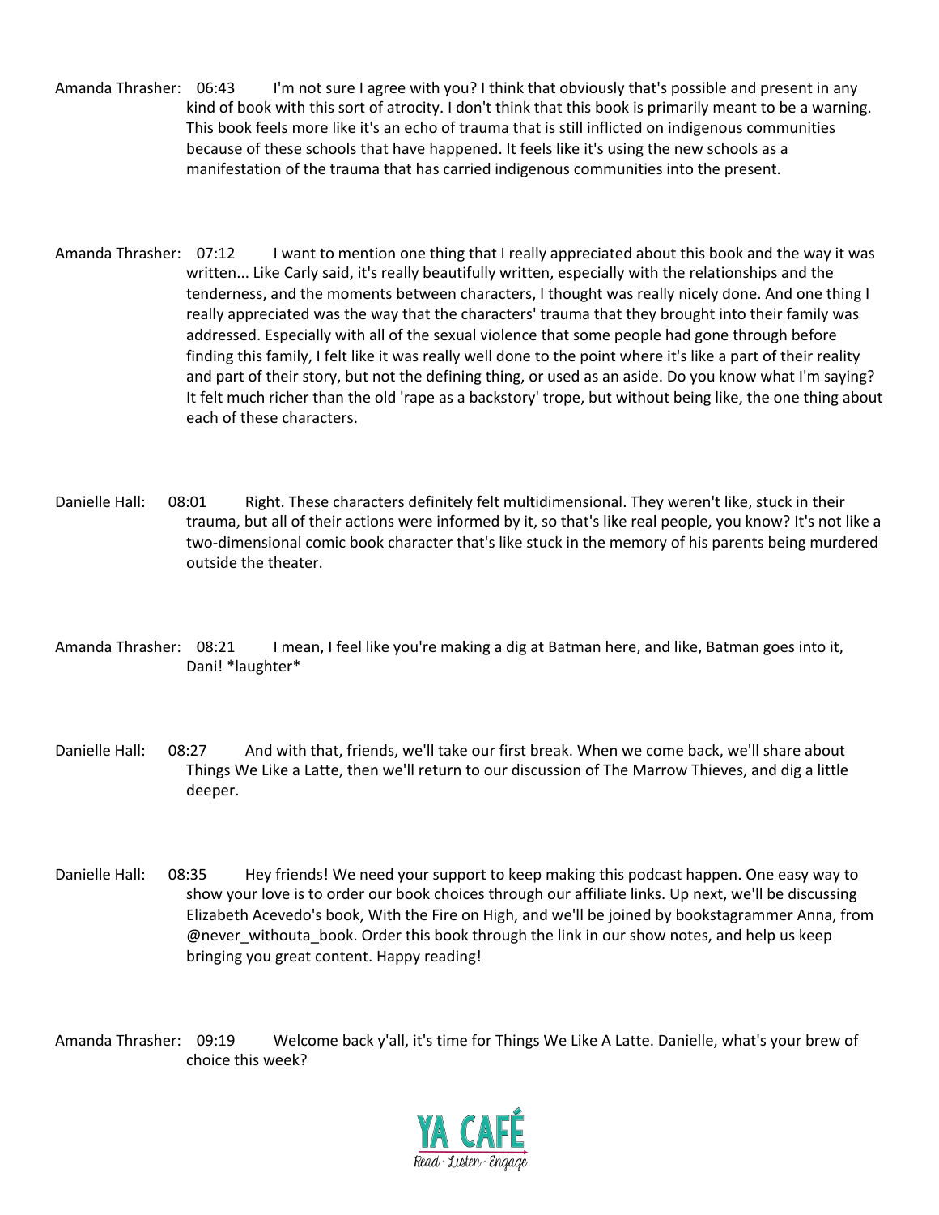Amanda Thrasher: 06:43 I'm not sure I agree with you? I think that obviously that's possible and present in any kind of book with this sort of atrocity. I don't think that this book is primarily meant to be a warning. This book feels more like it's an echo of trauma that is still inflicted on indigenous communities because of these schools that have happened. It feels like it's using the new schools as a manifestation of the trauma that has carried indigenous communities into the present.

Amanda Thrasher: 07:12 I want to mention one thing that I really appreciated about this book and the way it was written... Like Carly said, it's really beautifully written, especially with the relationships and the tenderness, and the moments between characters, I thought was really nicely done. And one thing I really appreciated was the way that the characters' trauma that they brought into their family was addressed. Especially with all of the sexual violence that some people had gone through before finding this family, I felt like it was really well done to the point where it's like a part of their reality and part of their story, but not the defining thing, or used as an aside. Do you know what I'm saying? It felt much richer than the old 'rape as a backstory' trope, but without being like, the one thing about each of these characters.

Danielle Hall: 08:01 Right. These characters definitely felt multidimensional. They weren't like, stuck in their trauma, but all of their actions were informed by it, so that's like real people, you know? It's not like a two-dimensional comic book character that's like stuck in the memory of his parents being murdered outside the theater.

Amanda Thrasher: 08:21 I mean, I feel like you're making a dig at Batman here, and like, Batman goes into it, Dani! *laughter*

Danielle Hall: 08:27 And with that, friends, we'll take our first break. When we come back, we'll share about Things We Like a Latte, then we'll return to our discussion of The Marrow Thieves, and dig a little deeper.

Danielle Hall: 08:35 Hey friends! We need your support to keep making this podcast happen. One easy way to show your love is to order our book choices through our affiliate links. Up next, we'll be discussing Elizabeth Acevedo's book, With the Fire on High, and we'll be joined by bookstagrammer Anna, from @never_withouta_book. Order this book through the link in our show notes, and help us keep bringing you great content. Happy reading!

Amanda Thrasher: 09:19 Welcome back y'all, it's time for Things We Like A Latte. Danielle, what's your brew of choice this week?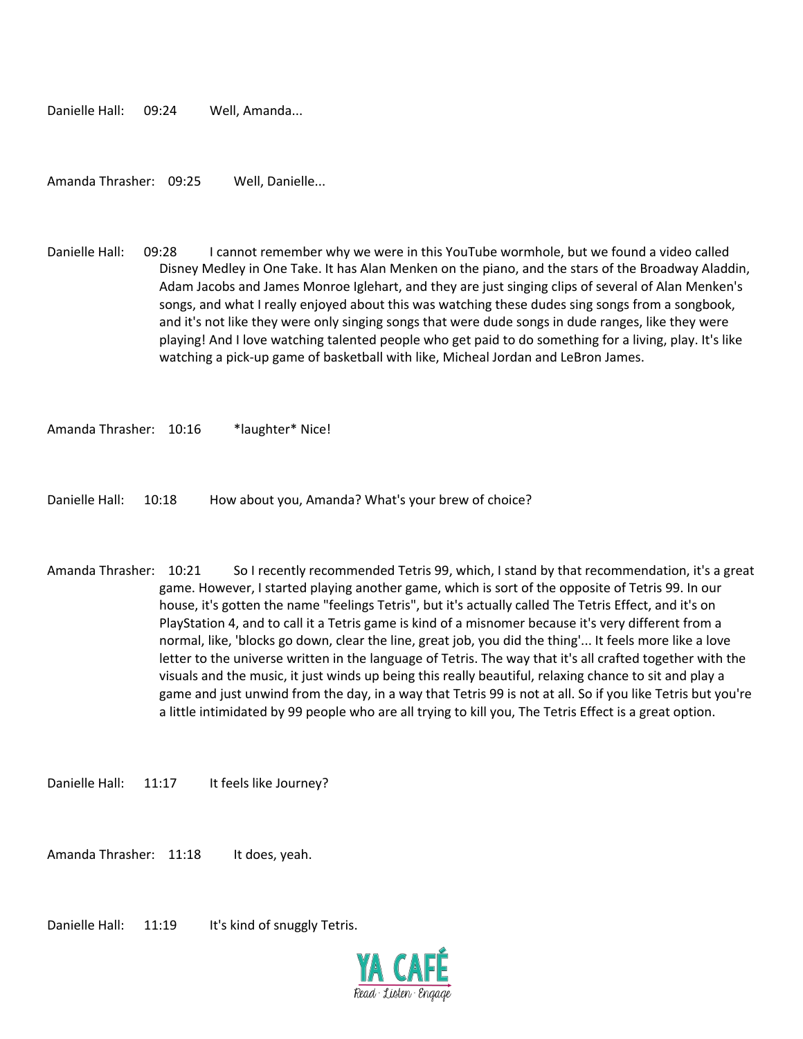Danielle Hall: 09:24 Well, Amanda...

Amanda Thrasher: 09:25 Well, Danielle...

Danielle Hall: 09:28 I cannot remember why we were in this YouTube wormhole, but we found a video called Disney Medley in One Take. It has Alan Menken on the piano, and the stars of the Broadway Aladdin, Adam Jacobs and James Monroe Iglehart, and they are just singing clips of several of Alan Menken's songs, and what I really enjoyed about this was watching these dudes sing songs from a songbook, and it's not like they were only singing songs that were dude songs in dude ranges, like they were playing! And I love watching talented people who get paid to do something for a living, play. It's like watching a pick-up game of basketball with like, Micheal Jordan and LeBron James.

Amanda Thrasher: 10:16 *laughter* Nice!

Danielle Hall: 10:18 How about you, Amanda? What's your brew of choice?

Amanda Thrasher: 10:21 So I recently recommended Tetris 99, which, I stand by that recommendation, it's a great game. However, I started playing another game, which is sort of the opposite of Tetris 99. In our house, it's gotten the name "feelings Tetris", but it's actually called The Tetris Effect, and it's on PlayStation 4, and to call it a Tetris game is kind of a misnomer because it's very different from a normal, like, 'blocks go down, clear the line, great job, you did the thing'... It feels more like a love letter to the universe written in the language of Tetris. The way that it's all crafted together with the visuals and the music, it just winds up being this really beautiful, relaxing chance to sit and play a game and just unwind from the day, in a way that Tetris 99 is not at all. So if you like Tetris but you're a little intimidated by 99 people who are all trying to kill you, The Tetris Effect is a great option.

Danielle Hall: 11:17 It feels like Journey?

Amanda Thrasher: 11:18 It does, yeah.

Danielle Hall: 11:19 It's kind of snuggly Tetris.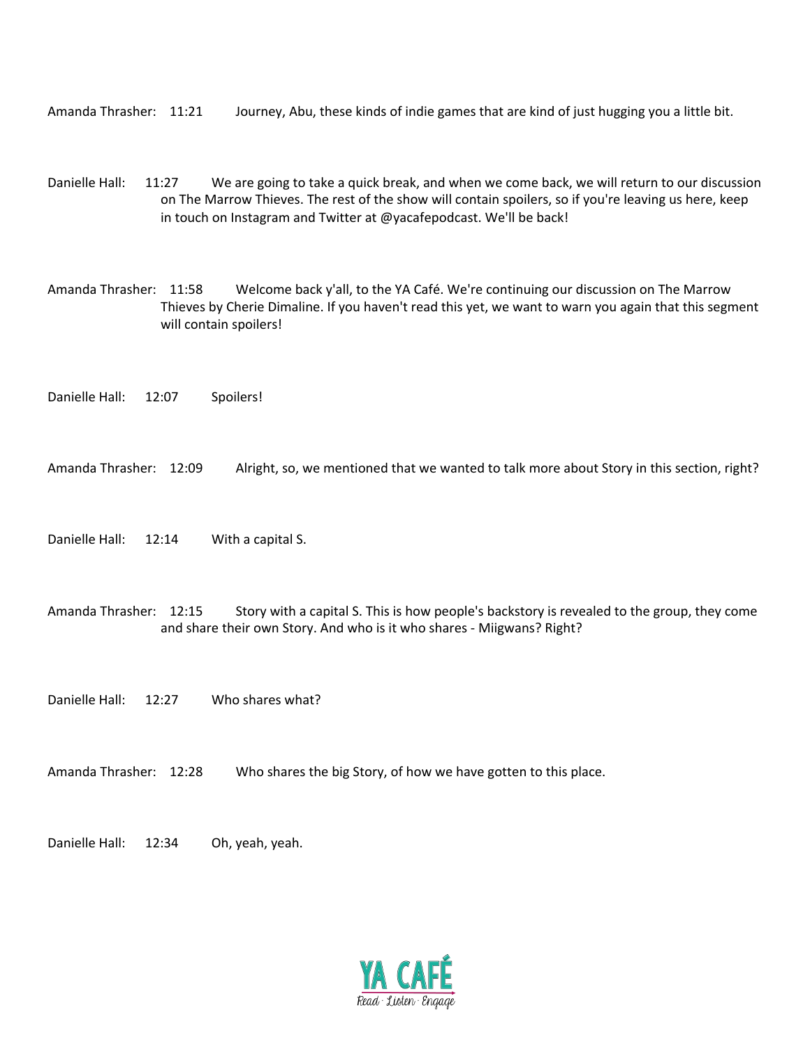Amanda Thrasher: 11:21 Journey, Abu, these kinds of indie games that are kind of just hugging you a little bit.

Danielle Hall: 11:27 We are going to take a quick break, and when we come back, we will return to our discussion on The Marrow Thieves. The rest of the show will contain spoilers, so if you're leaving us here, keep in touch on Instagram and Twitter at @yacafepodcast. We'll be back!

Amanda Thrasher: 11:58 Welcome back y'all, to the YA Café. We're continuing our discussion on The Marrow Thieves by Cherie Dimaline. If you haven't read this yet, we want to warn you again that this segment will contain spoilers!

Danielle Hall: 12:07 Spoilers!

Amanda Thrasher: 12:09 Alright, so, we mentioned that we wanted to talk more about Story in this section, right?

Danielle Hall: 12:14 With a capital S.

Amanda Thrasher: 12:15 Story with a capital S. This is how people's backstory is revealed to the group, they come and share their own Story. And who is it who shares - Miigwans? Right?

Danielle Hall: 12:27 Who shares what?

Amanda Thrasher: 12:28 Who shares the big Story, of how we have gotten to this place.

Danielle Hall: 12:34 Oh, yeah, yeah.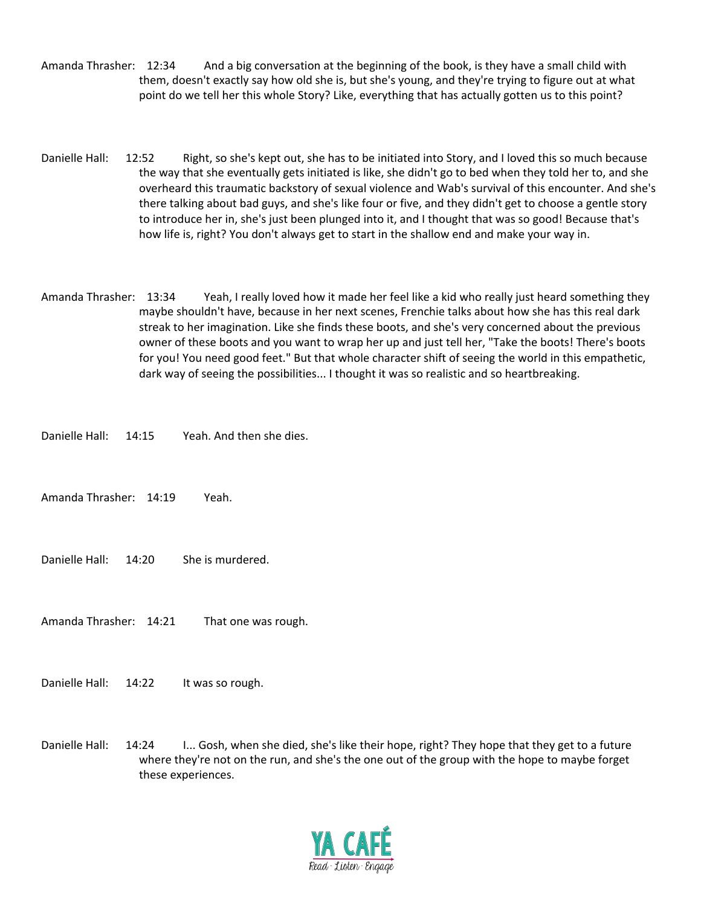Amanda Thrasher: 12:34 And a big conversation at the beginning of the book, is they have a small child with them, doesn't exactly say how old she is, but she's young, and they're trying to figure out at what point do we tell her this whole Story? Like, everything that has actually gotten us to this point?

Danielle Hall: 12:52 Right, so she's kept out, she has to be initiated into Story, and I loved this so much because the way that she eventually gets initiated is like, she didn't go to bed when they told her to, and she overheard this traumatic backstory of sexual violence and Wab's survival of this encounter. And she's there talking about bad guys, and she's like four or five, and they didn't get to choose a gentle story to introduce her in, she's just been plunged into it, and I thought that was so good! Because that's how life is, right? You don't always get to start in the shallow end and make your way in.

Amanda Thrasher: 13:34 Yeah, I really loved how it made her feel like a kid who really just heard something they maybe shouldn't have, because in her next scenes, Frenchie talks about how she has this real dark streak to her imagination. Like she finds these boots, and she's very concerned about the previous owner of these boots and you want to wrap her up and just tell her, "Take the boots! There's boots for you! You need good feet." But that whole character shift of seeing the world in this empathetic, dark way of seeing the possibilities... I thought it was so realistic and so heartbreaking.

Danielle Hall: 14:15 Yeah. And then she dies.

Amanda Thrasher: 14:19 Yeah.

Danielle Hall: 14:20 She is murdered.

Amanda Thrasher: 14:21 That one was rough.

Danielle Hall: 14:22 It was so rough.

Danielle Hall: 14:24 I... Gosh, when she died, she's like their hope, right? They hope that they get to a future where they're not on the run, and she's the one out of the group with the hope to maybe forget these experiences.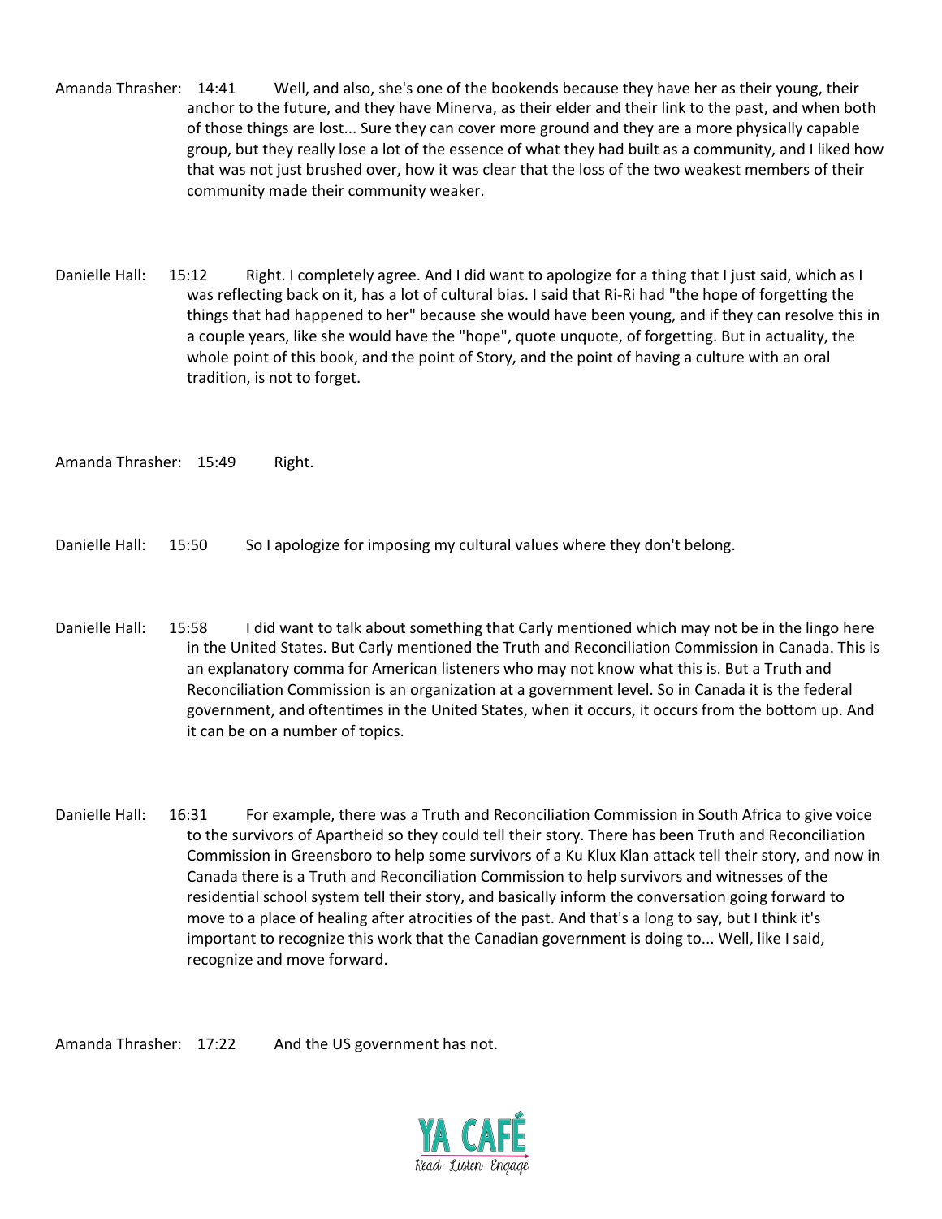Amanda Thrasher: 14:41 Well, and also, she's one of the bookends because they have her as their young, their anchor to the future, and they have Minerva, as their elder and their link to the past, and when both of those things are lost... Sure they can cover more ground and they are a more physically capable group, but they really lose a lot of the essence of what they had built as a community, and I liked how that was not just brushed over, how it was clear that the loss of the two weakest members of their community made their community weaker.

Danielle Hall: 15:12 Right. I completely agree. And I did want to apologize for a thing that I just said, which as I was reflecting back on it, has a lot of cultural bias. I said that Ri-Ri had "the hope of forgetting the things that had happened to her" because she would have been young, and if they can resolve this in a couple years, like she would have the "hope", quote unquote, of forgetting. But in actuality, the whole point of this book, and the point of Story, and the point of having a culture with an oral tradition, is not to forget.

Amanda Thrasher: 15:49 Right.

Danielle Hall: 15:50 So I apologize for imposing my cultural values where they don't belong.

Danielle Hall: 15:58 I did want to talk about something that Carly mentioned which may not be in the lingo here in the United States. But Carly mentioned the Truth and Reconciliation Commission in Canada. This is an explanatory comma for American listeners who may not know what this is. But a Truth and Reconciliation Commission is an organization at a government level. So in Canada it is the federal government, and oftentimes in the United States, when it occurs, it occurs from the bottom up. And it can be on a number of topics.

Danielle Hall: 16:31 For example, there was a Truth and Reconciliation Commission in South Africa to give voice to the survivors of Apartheid so they could tell their story. There has been Truth and Reconciliation Commission in Greensboro to help some survivors of a Ku Klux Klan attack tell their story, and now in Canada there is a Truth and Reconciliation Commission to help survivors and witnesses of the residential school system tell their story, and basically inform the conversation going forward to move to a place of healing after atrocities of the past. And that's a long to say, but I think it's important to recognize this work that the Canadian government is doing to... Well, like I said, recognize and move forward.

Amanda Thrasher: 17:22 And the US government has not.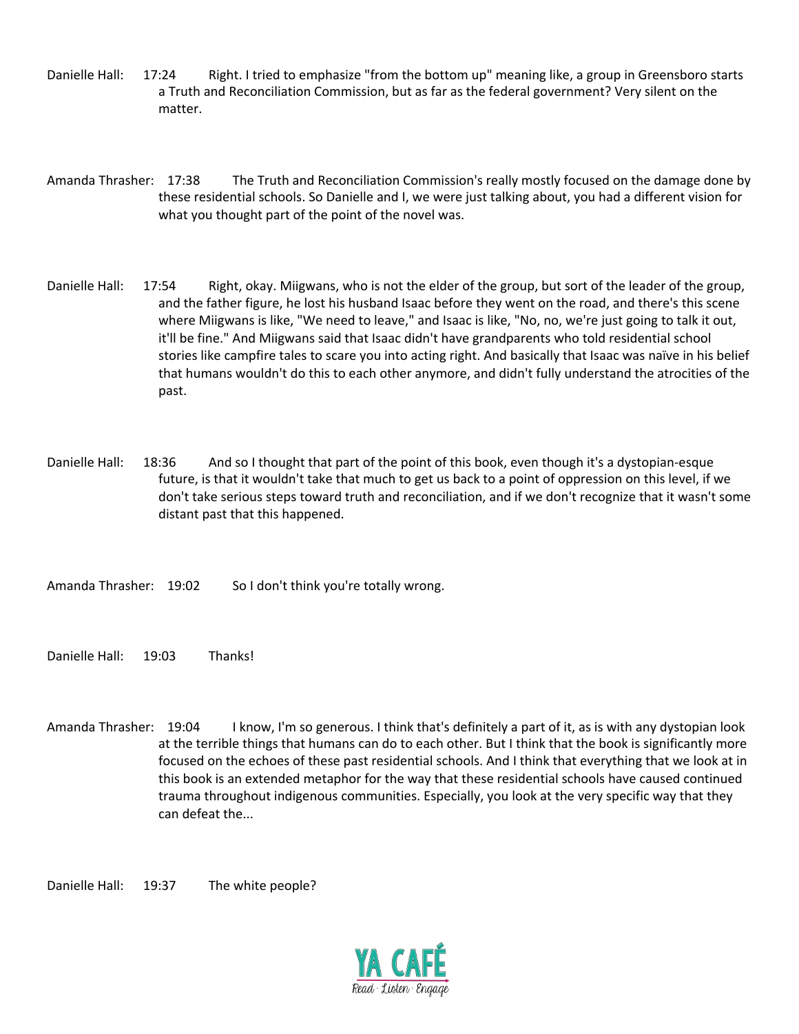Danielle Hall: 17:24 Right. I tried to emphasize "from the bottom up" meaning like, a group in Greensboro starts a Truth and Reconciliation Commission, but as far as the federal government? Very silent on the matter.

Amanda Thrasher: 17:38 The Truth and Reconciliation Commission's really mostly focused on the damage done by these residential schools. So Danielle and I, we were just talking about, you had a different vision for what you thought part of the point of the novel was.

Danielle Hall: 17:54 Right, okay. Miigwans, who is not the elder of the group, but sort of the leader of the group, and the father figure, he lost his husband Isaac before they went on the road, and there's this scene where Miigwans is like, "We need to leave," and Isaac is like, "No, no, we're just going to talk it out, it'll be fine." And Miigwans said that Isaac didn't have grandparents who told residential school stories like campfire tales to scare you into acting right. And basically that Isaac was naïve in his belief that humans wouldn't do this to each other anymore, and didn't fully understand the atrocities of the past.

Danielle Hall: 18:36 And so I thought that part of the point of this book, even though it's a dystopian-esque future, is that it wouldn't take that much to get us back to a point of oppression on this level, if we don't take serious steps toward truth and reconciliation, and if we don't recognize that it wasn't some distant past that this happened.

Amanda Thrasher: 19:02 So I don't think you're totally wrong.

Danielle Hall: 19:03 Thanks!

Amanda Thrasher: 19:04 I know, I'm so generous. I think that's definitely a part of it, as is with any dystopian look at the terrible things that humans can do to each other. But I think that the book is significantly more focused on the echoes of these past residential schools. And I think that everything that we look at in this book is an extended metaphor for the way that these residential schools have caused continued trauma throughout indigenous communities. Especially, you look at the very specific way that they can defeat the...

Danielle Hall: 19:37 The white people?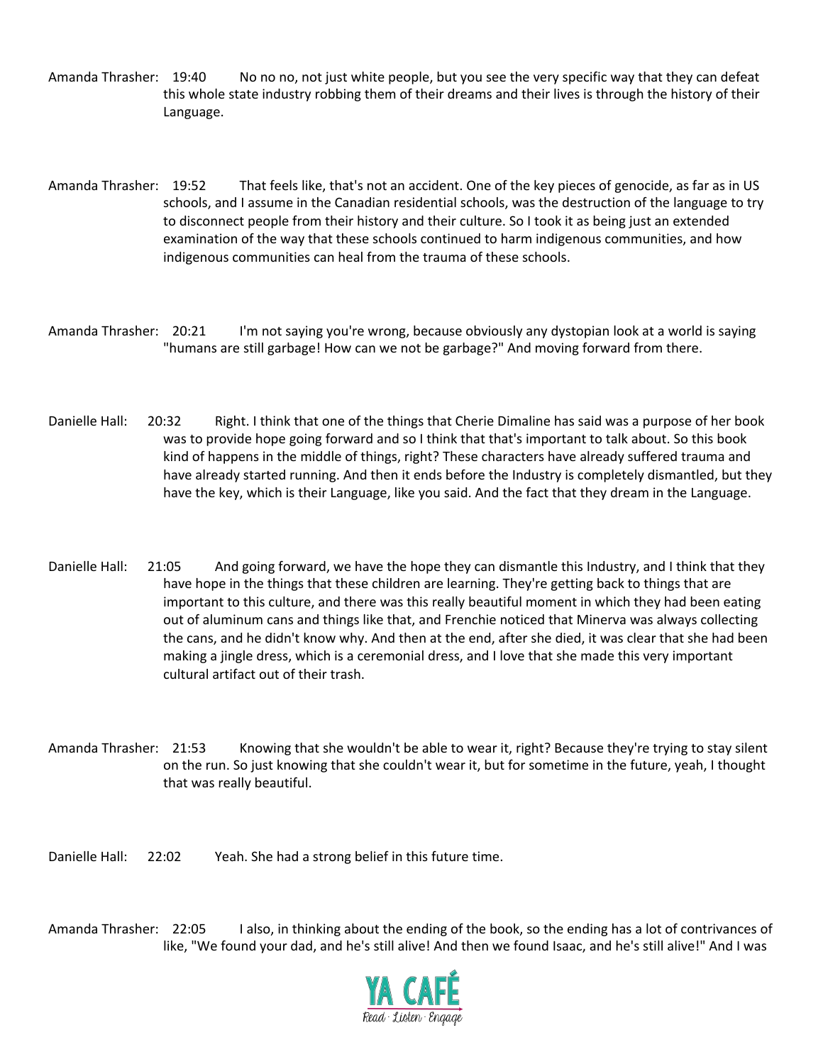Amanda Thrasher: 19:40 No no no, not just white people, but you see the very specific way that they can defeat this whole state industry robbing them of their dreams and their lives is through the history of their Language.

Amanda Thrasher: 19:52 That feels like, that's not an accident. One of the key pieces of genocide, as far as in US schools, and I assume in the Canadian residential schools, was the destruction of the language to try to disconnect people from their history and their culture. So I took it as being just an extended examination of the way that these schools continued to harm indigenous communities, and how indigenous communities can heal from the trauma of these schools.

Amanda Thrasher: 20:21 I'm not saying you're wrong, because obviously any dystopian look at a world is saying "humans are still garbage! How can we not be garbage?" And moving forward from there.

Danielle Hall: 20:32 Right. I think that one of the things that Cherie Dimaline has said was a purpose of her book was to provide hope going forward and so I think that that's important to talk about. So this book kind of happens in the middle of things, right? These characters have already suffered trauma and have already started running. And then it ends before the Industry is completely dismantled, but they have the key, which is their Language, like you said. And the fact that they dream in the Language.

Danielle Hall: 21:05 And going forward, we have the hope they can dismantle this Industry, and I think that they have hope in the things that these children are learning. They're getting back to things that are important to this culture, and there was this really beautiful moment in which they had been eating out of aluminum cans and things like that, and Frenchie noticed that Minerva was always collecting the cans, and he didn't know why. And then at the end, after she died, it was clear that she had been making a jingle dress, which is a ceremonial dress, and I love that she made this very important cultural artifact out of their trash.

Amanda Thrasher: 21:53 Knowing that she wouldn't be able to wear it, right? Because they're trying to stay silent on the run. So just knowing that she couldn't wear it, but for sometime in the future, yeah, I thought that was really beautiful.

Danielle Hall: 22:02 Yeah. She had a strong belief in this future time.

Amanda Thrasher: 22:05 I also, in thinking about the ending of the book, so the ending has a lot of contrivances of like, "We found your dad, and he's still alive! And then we found Isaac, and he's still alive!" And I was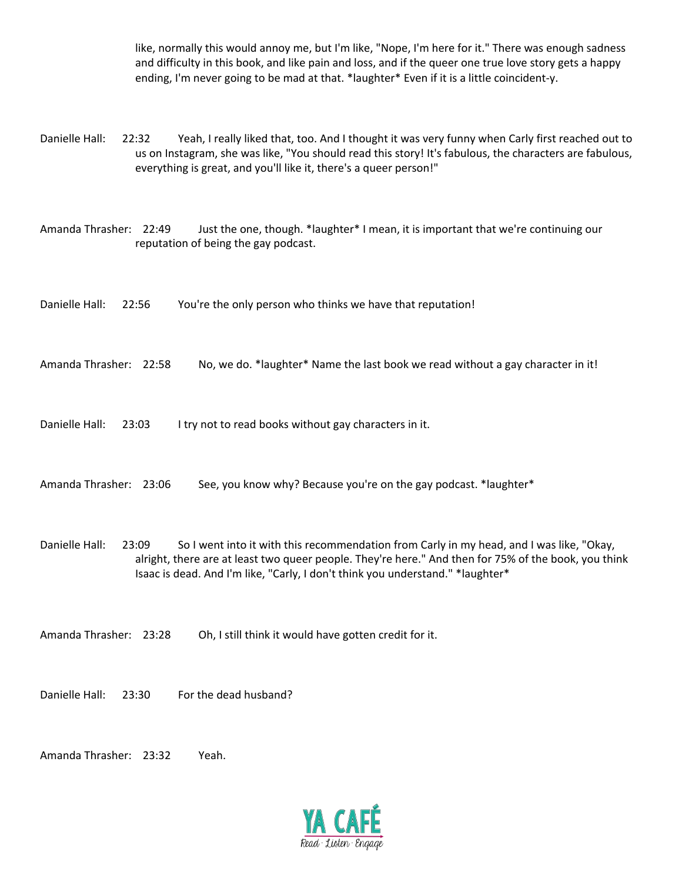like, normally this would annoy me, but I'm like, "Nope, I'm here for it." There was enough sadness and difficulty in this book, and like pain and loss, and if the queer one true love story gets a happy ending, I'm never going to be mad at that. *laughter* Even if it is a little coincident-y.

Danielle Hall: 22:32 Yeah, I really liked that, too. And I thought it was very funny when Carly first reached out to us on Instagram, she was like, "You should read this story! It's fabulous, the characters are fabulous, everything is great, and you'll like it, there's a queer person!"

Amanda Thrasher: 22:49 Just the one, though. *laughter* I mean, it is important that we're continuing our reputation of being the gay podcast.

Danielle Hall: 22:56 You're the only person who thinks we have that reputation!

Amanda Thrasher: 22:58 No, we do. *laughter* Name the last book we read without a gay character in it!

Danielle Hall: 23:03 I try not to read books without gay characters in it.

Amanda Thrasher: 23:06 See, you know why? Because you're on the gay podcast. *laughter*

Danielle Hall: 23:09 So I went into it with this recommendation from Carly in my head, and I was like, "Okay, alright, there are at least two queer people. They're here." And then for 75% of the book, you think Isaac is dead. And I'm like, "Carly, I don't think you understand." *laughter*

Amanda Thrasher: 23:28 Oh, I still think it would have gotten credit for it.

Danielle Hall: 23:30 For the dead husband?

Amanda Thrasher: 23:32 Yeah.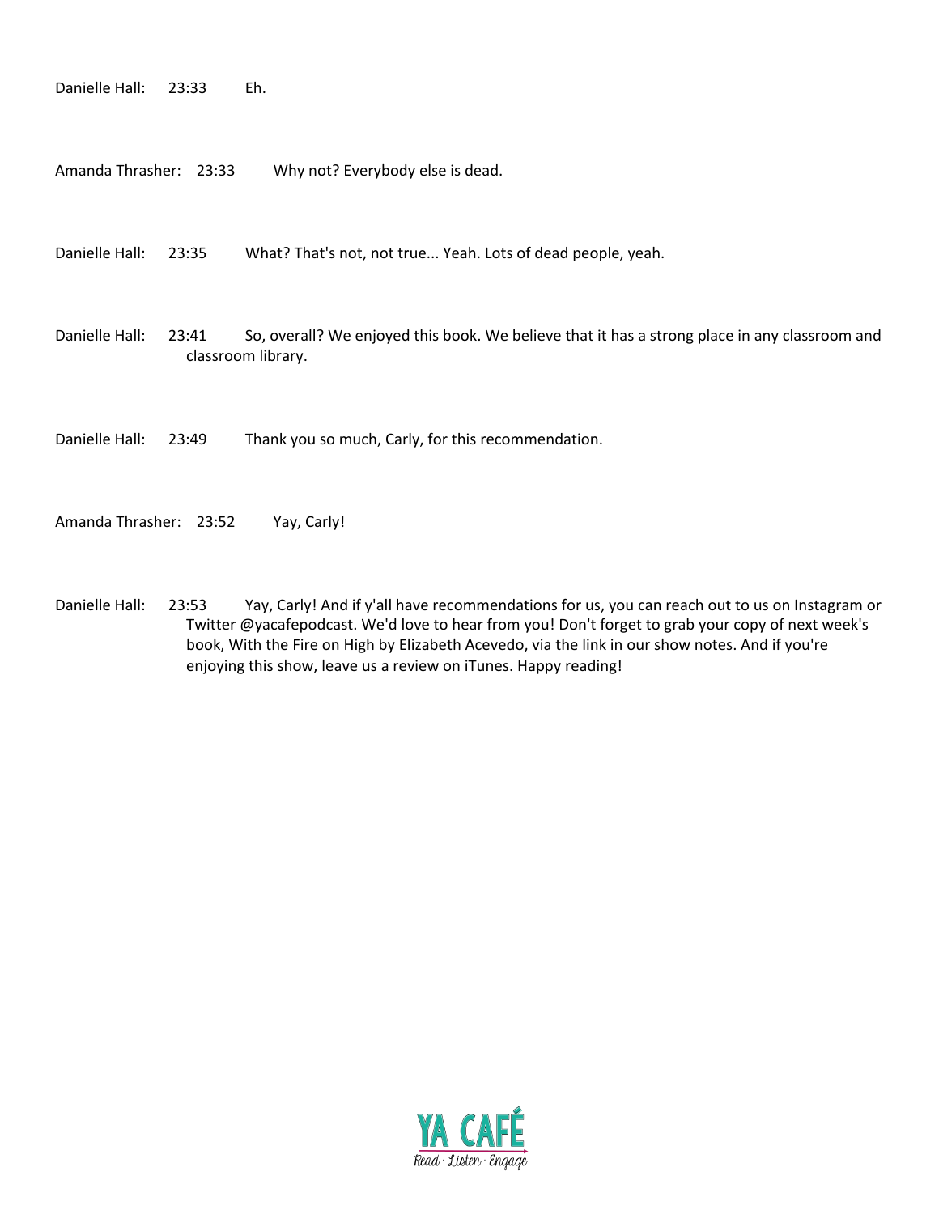Danielle Hall: 23:33 Eh.

Amanda Thrasher: 23:33 Why not? Everybody else is dead.

Danielle Hall: 23:35 What? That's not, not true... Yeah. Lots of dead people, yeah.

Danielle Hall: 23:41 So, overall? We enjoyed this book. We believe that it has a strong place in any classroom and classroom library.

Danielle Hall: 23:49 Thank you so much, Carly, for this recommendation.

Amanda Thrasher: 23:52 Yay, Carly!

Danielle Hall: 23:53 Yay, Carly! And if y'all have recommendations for us, you can reach out to us on Instagram or Twitter @yacafepodcast. We'd love to hear from you! Don't forget to grab your copy of next week's book, With the Fire on High by Elizabeth Acevedo, via the link in our show notes. And if you're enjoying this show, leave us a review on iTunes. Happy reading!